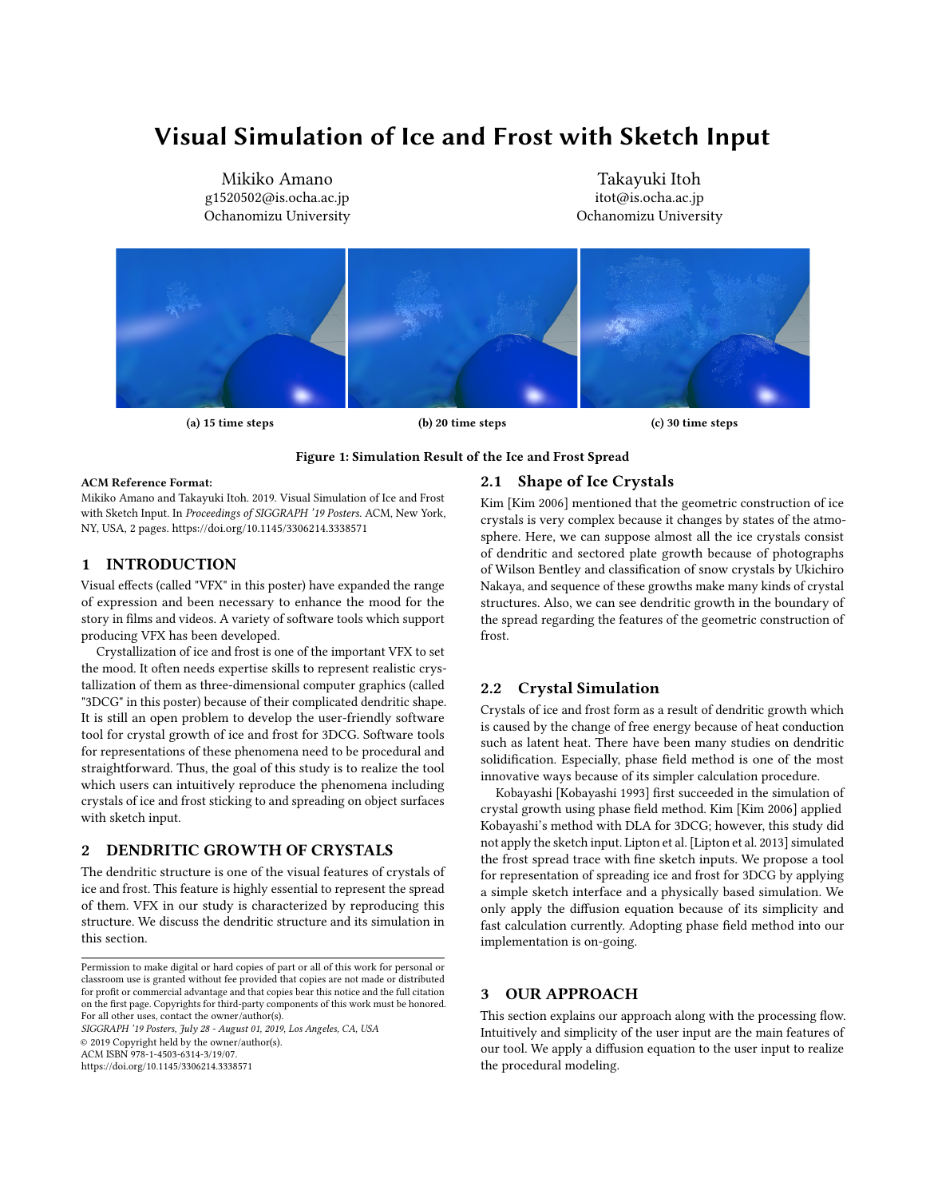# Visual Simulation of Ice and Frost with Sketch Input

Mikiko Amano
g1520502@is.ocha.ac.jp
Ochanomizu University

Takayuki Itoh
itot@is.ocha.ac.jp
Ochanomizu University

(a) 15 time steps

(b) 20 time steps

(c) 30 time steps

**Figure 1: Simulation Result of the Ice and Frost Spread**

**ACM Reference Format:**
Mikiko Amano and Takayuki Itoh. 2019. Visual Simulation of Ice and Frost with Sketch Input. In *Proceedings of SIGGRAPH '19 Posters.* ACM, New York, NY, USA, 2 pages. https://doi.org/10.1145/3306214.3338571

## 1 INTRODUCTION

Visual effects (called "VFX" in this poster) have expanded the range of expression and been necessary to enhance the mood for the story in films and videos. A variety of software tools which support producing VFX has been developed.

Crystallization of ice and frost is one of the important VFX to set the mood. It often needs expertise skills to represent realistic crystallization of them as three-dimensional computer graphics (called "3DCG" in this poster) because of their complicated dendritic shape. It is still an open problem to develop the user-friendly software tool for crystal growth of ice and frost for 3DCG. Software tools for representations of these phenomena need to be procedural and straightforward. Thus, the goal of this study is to realize the tool which users can intuitively reproduce the phenomena including crystals of ice and frost sticking to and spreading on object surfaces with sketch input.

## 2 DENDRITIC GROWTH OF CRYSTALS

The dendritic structure is one of the visual features of crystals of ice and frost. This feature is highly essential to represent the spread of them. VFX in our study is characterized by reproducing this structure. We discuss the dendritic structure and its simulation in this section.

Permission to make digital or hard copies of part or all of this work for personal or classroom use is granted without fee provided that copies are not made or distributed for profit or commercial advantage and that copies bear this notice and the full citation on the first page. Copyrights for third-party components of this work must be honored. For all other uses, contact the owner/author(s).
*SIGGRAPH '19 Posters, July 28 - August 01, 2019, Los Angeles, CA, USA*
© 2019 Copyright held by the owner/author(s).
ACM ISBN 978-1-4503-6314-3/19/07.
https://doi.org/10.1145/3306214.3338571

### 2.1 Shape of Ice Crystals

Kim [Kim 2006] mentioned that the geometric construction of ice crystals is very complex because it changes by states of the atmosphere. Here, we can suppose almost all the ice crystals consist of dendritic and sectored plate growth because of photographs of Wilson Bentley and classification of snow crystals by Ukichiro Nakaya, and sequence of these growths make many kinds of crystal structures. Also, we can see dendritic growth in the boundary of the spread regarding the features of the geometric construction of frost.

### 2.2 Crystal Simulation

Crystals of ice and frost form as a result of dendritic growth which is caused by the change of free energy because of heat conduction such as latent heat. There have been many studies on dendritic solidification. Especially, phase field method is one of the most innovative ways because of its simpler calculation procedure.

Kobayashi [Kobayashi 1993] first succeeded in the simulation of crystal growth using phase field method. Kim [Kim 2006] applied Kobayashi's method with DLA for 3DCG; however, this study did not apply the sketch input. Lipton et al. [Lipton et al. 2013] simulated the frost spread trace with fine sketch inputs. We propose a tool for representation of spreading ice and frost for 3DCG by applying a simple sketch interface and a physically based simulation. We only apply the diffusion equation because of its simplicity and fast calculation currently. Adopting phase field method into our implementation is on-going.

## 3 OUR APPROACH

This section explains our approach along with the processing flow. Intuitively and simplicity of the user input are the main features of our tool. We apply a diffusion equation to the user input to realize the procedural modeling.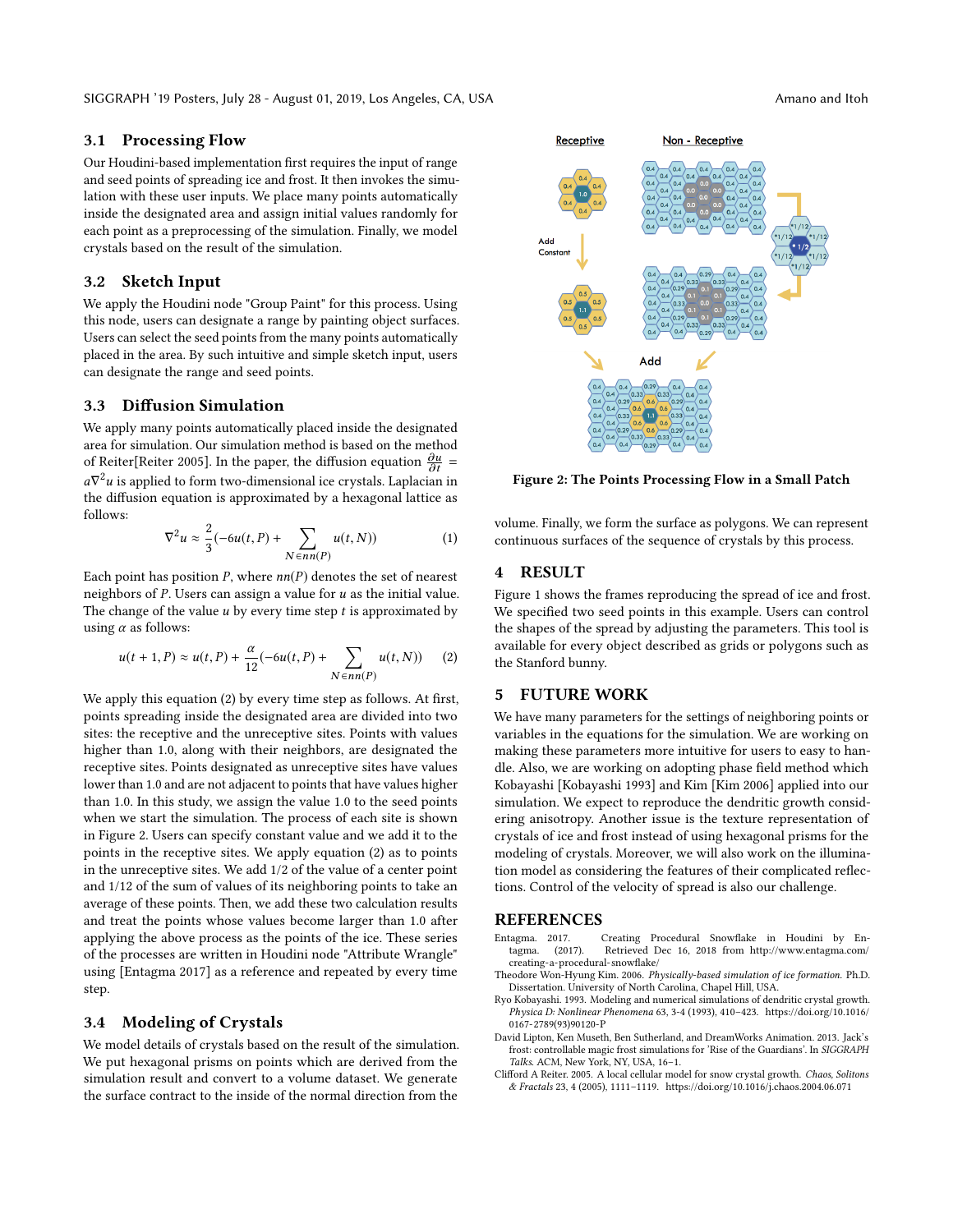## 3.1 Processing Flow

Our Houdini-based implementation first requires the input of range and seed points of spreading ice and frost. It then invokes the simulation with these user inputs. We place many points automatically inside the designated area and assign initial values randomly for each point as a preprocessing of the simulation. Finally, we model crystals based on the result of the simulation.

## 3.2 Sketch Input

We apply the Houdini node "Group Paint" for this process. Using this node, users can designate a range by painting object surfaces. Users can select the seed points from the many points automatically placed in the area. By such intuitive and simple sketch input, users can designate the range and seed points.

## 3.3 Diffusion Simulation

We apply many points automatically placed inside the designated area for simulation. Our simulation method is based on the method of Reiter[Reiter 2005]. In the paper, the diffusion equation $\frac{\partial u}{\partial t} = a\nabla^2 u$ is applied to form two-dimensional ice crystals. Laplacian in the diffusion equation is approximated by a hexagonal lattice as follows:

$$\nabla^2 u \approx \frac{2}{3}(-6u(t,P) + \sum_{N \in nn(P)} u(t,N)) \tag{1}$$

Each point has position $P$, where $nn(P)$ denotes the set of nearest neighbors of $P$. Users can assign a value for $u$ as the initial value. The change of the value $u$ by every time step $t$ is approximated by using $\alpha$ as follows:

$$u(t+1,P) \approx u(t,P) + \frac{\alpha}{12}(-6u(t,P) + \sum_{N \in nn(P)} u(t,N)) \tag{2}$$

We apply this equation (2) by every time step as follows. At first, points spreading inside the designated area are divided into two sites: the receptive and the unreceptive sites. Points with values higher than 1.0, along with their neighbors, are designated the receptive sites. Points designated as unreceptive sites have values lower than 1.0 and are not adjacent to points that have values higher than 1.0. In this study, we assign the value 1.0 to the seed points when we start the simulation. The process of each site is shown in Figure 2. Users can specify constant value and we add it to the points in the receptive sites. We apply equation (2) as to points in the unreceptive sites. We add 1/2 of the value of a center point and 1/12 of the sum of values of its neighboring points to take an average of these points. Then, we add these two calculation results and treat the points whose values become larger than 1.0 after applying the above process as the points of the ice. These series of the processes are written in Houdini node "Attribute Wrangle" using [Entagma 2017] as a reference and repeated by every time step.

## 3.4 Modeling of Crystals

We model details of crystals based on the result of the simulation. We put hexagonal prisms on points which are derived from the simulation result and convert to a volume dataset. We generate the surface contract to the inside of the normal direction from the volume. Finally, we form the surface as polygons. We can represent continuous surfaces of the sequence of crystals by this process.

Receptive

Non - Receptive

Add Constant

Add

*1/12

*1/2

Figure 2: The Points Processing Flow in a Small Patch

# 4 RESULT

Figure 1 shows the frames reproducing the spread of ice and frost. We specified two seed points in this example. Users can control the shapes of the spread by adjusting the parameters. This tool is available for every object described as grids or polygons such as the Stanford bunny.

# 5 FUTURE WORK

We have many parameters for the settings of neighboring points or variables in the equations for the simulation. We are working on making these parameters more intuitive for users to easy to handle. Also, we are working on adopting phase field method which Kobayashi [Kobayashi 1993] and Kim [Kim 2006] applied into our simulation. We expect to reproduce the dendritic growth considering anisotropy. Another issue is the texture representation of crystals of ice and frost instead of using hexagonal prisms for the modeling of crystals. Moreover, we will also work on the illumination model as considering the features of their complicated reflections. Control of the velocity of spread is also our challenge.

# REFERENCES

Entagma. 2017. Creating Procedural Snowflake in Houdini by Entagma. (2017). Retrieved Dec 16, 2018 from http://www.entagma.com/creating-a-procedural-snowflake/

Theodore Won-Hyung Kim. 2006. *Physically-based simulation of ice formation.* Ph.D. Dissertation. University of North Carolina, Chapel Hill, USA.

Ryo Kobayashi. 1993. Modeling and numerical simulations of dendritic crystal growth. *Physica D: Nonlinear Phenomena* 63, 3-4 (1993), 410–423. https://doi.org/10.1016/0167-2789(93)90120-P

David Lipton, Ken Museth, Ben Sutherland, and DreamWorks Animation. 2013. Jack's frost: controllable magic frost simulations for 'Rise of the Guardians'. In *SIGGRAPH Talks*. ACM, New York, NY, USA, 16–1.

Clifford A Reiter. 2005. A local cellular model for snow crystal growth. *Chaos, Solitons & Fractals* 23, 4 (2005), 1111–1119. https://doi.org/10.1016/j.chaos.2004.06.071